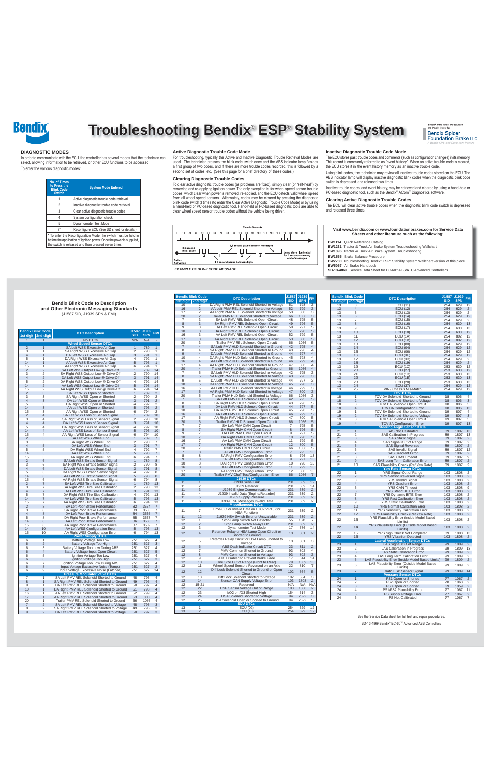# Troubleshooting Bendix® ESP® Stability System

*Bendix® brand wheel end solutions are brought to you by:* Bendix Spicer Foundation Brake LLC — A Bendix CVS and Dana Joint Venture

## DIAGNOSTIC MODES

In order to communicate with the ECU, the controller has several modes that the technician can select, allowing information to be retrieved, or other ECU functions to be accessed.

To enter the various diagnostic modes:

| No. of Times to Press the Blink Code Switch | System Mode Entered |
|---|---|
| 1 | Active diagnostic trouble code retrieval |
| 2 | Inactive diagnostic trouble code retrieval |
| 3 | Clear active diagnostic trouble codes |
| 4 | System configuration check |
| 5 | Dynamometer Test Mode |
| 7* | Reconfigure ECU (See SD sheet for details.) |

\* To enter the Reconfiguration Mode, the switch must be held in before the application of ignition power. Once the power is supplied, the switch is released and then pressed seven times.

## Active Diagnostic Trouble Code Mode

For troubleshooting, typically the Active and Inactive Diagnostic Trouble Retrieval Modes are used. The technician presses the blink code switch once and the ABS indicator lamp flashes a first group of two codes, and if there are more trouble codes recorded, this is followed by a second set of codes, etc. (See this page for a brief directory of these codes.)

## Clearing Diagnostic Trouble Codes

To clear active diagnostic trouble codes (as problems are fixed), simply clear (or "self-heal") by removing and re-applying ignition power. The only exception is for wheel speed sensor trouble codes, which clear when power is removed, re-applied, and the ECU detects valid wheel speed from all wheel speed sensors. Alternately, codes may be cleared by pressing the diagnostic blink code switch 3 times (to enter the Clear Active Diagnostic Trouble Code Mode) or by using a hand-held or PC-based diagnostic tool. Hand-held or PC-based diagnostic tools are able to clear wheel speed sensor trouble codes without the vehicle being driven.

## Inactive Diagnostic Trouble Code Mode

The ECU stores past trouble codes and comments (such as configuration changes) in its memory. This record is commonly referred to as "event history." When an active trouble code is cleared, the ECU stores it in the event history memory as an inactive trouble code.

Using blink codes, the technician may review all inactive trouble codes stored on the ECU. The ABS indicator lamp will display inactive diagnostic blink codes when the diagnostic blink code switch is depressed and released two times.

Inactive trouble codes, and event history, may be retrieved and cleared by using a hand-held or PC-based diagnostic tool, such as the Bendix® ACom™ Diagnostics software.

## Clearing Active Diagnostic Trouble Codes

The ECU will clear active trouble codes when the diagnostic blink code switch is depressed and released three times.

Time in Seconds

3.5 second initial pause — 2.5 second pause between messages — Lamp stays illuminated for 5 seconds showing end of messages — Switch Activation — 1.5 second pause between digits

*EXAMPLE OF BLINK CODE MESSAGE*

Visit www.bendix.com or www.foundationbrakes.com for Service Data Sheets and other literature such as the following:

- **BW1114** Quick Reference Catalog
- **BW1231** Tractor & Truck Air Brake System Troubleshooting Wallchart
- **BW1396** Tractor & Truck Air Brake System Troubleshooting
- **BW1555** Brake Balance Procedure
- **BW2780** Troubleshooting Bendix® ESP® Stability System Wallchart version of this piece
- **BW5057** Air Brake Handbook
- **SD-13-4869** Service Data Sheet for EC-60™ ABS/ATC Advanced ABS Controllers

## Bendix Blink Code to Description and Other Electronic Messaging Standards

(J1587 SID, J1939 SPN & FMI)

| Bendix Blink Code 1st digit | 2nd digit | DTC Description | J1587 SID | J1939 SPN | FMI |
|---|---|---|---|---|---|
| 1 | 1 | No DTCs | N/A | N/A | - |
| | | **Wheel Speed Sensor DTCs** | | | |
| 2 | 1 | SA Left WSS Excessive Air Gap | 1 | 789 | 1 |
| 3 | 1 | SA Right WSS Excessive Air Gap | 2 | 790 | 1 |
| 4 | 1 | DA Left WSS Excessive Air Gap | 3 | 791 | 1 |
| 5 | 1 | DA Right WSS Excessive Air Gap | 4 | 792 | 1 |
| 14 | 1 | AA Left WSS Excessive Air Gap | 5 | 793 | 1 |
| 15 | 1 | AA Right WSS Excessive Air Gap | 6 | 794 | 1 |
| 2 | 2 | SA Left WSS Output Low @ Drive-Off | 1 | 789 | 14 |
| 3 | 2 | SA Right WSS Output Low @ Drive-Off | 2 | 790 | 14 |
| 4 | 2 | DA Left WSS Output Low @ Drive-Off | 3 | 791 | 14 |
| 5 | 2 | DA Right WSS Output Low @ Drive-Off | 4 | 792 | 14 |
| 14 | 2 | AA Left WSS Output Low @ Drive-Off | 5 | 793 | 14 |
| 15 | 2 | AA Right WSS Output Low @ Drive-Off | 6 | 794 | 14 |
| 2 | 3 | SA Left WSS Open or Shorted | 1 | 789 | 2 |
| 3 | 3 | SA Right WSS Open or Shorted | 2 | 790 | 2 |
| 4 | 3 | DA Left WSS Open or Shorted | 3 | 791 | 2 |
| 5 | 3 | DA Right WSS Open or Shorted | 4 | 792 | 2 |
| 14 | 3 | AA Left WSS Open or Shorted | 5 | 793 | 2 |
| 15 | 3 | AA Right WSS Open or Shorted | 6 | 794 | 2 |
| 2 | 4 | SA Left WSS Loss of Sensor Signal | 1 | 789 | 10 |
| 3 | 4 | SA Right WSS Loss of Sensor Signal | 2 | 790 | 10 |
| 4 | 4 | DA Left WSS Loss of Sensor Signal | 3 | 791 | 10 |
| 5 | 4 | DA Right WSS Loss of Sensor Signal | 4 | 792 | 10 |
| 14 | 4 | AA Left WSS Loss of Sensor Signal | 5 | 793 | 10 |
| 15 | 4 | AA Right WSS Loss of Sensor Signal | 6 | 794 | 10 |
| 2 | 5 | SA Left WSS Wheel End | 1 | 789 | 7 |
| 3 | 5 | SA Right WSS Wheel End | 2 | 790 | 7 |
| 4 | 5 | DA Left WSS Wheel End | 3 | 791 | 7 |
| 5 | 5 | DA Right WSS Wheel End | 4 | 792 | 7 |
| 14 | 5 | AA Left WSS Wheel End | 5 | 793 | 7 |
| 15 | 5 | AA Right WSS Wheel End | 6 | 794 | 7 |
| 2 | 6 | SA Left WSS Erratic Sensor Signal | 1 | 789 | 8 |
| 3 | 6 | SA Right WSS Erratic Sensor Signal | 2 | 790 | 8 |
| 4 | 6 | DA Left WSS Erratic Sensor Signal | 3 | 791 | 8 |
| 5 | 6 | DA Right WSS Erratic Sensor Signal | 4 | 792 | 8 |
| 14 | 6 | AA Left WSS Erratic Sensor Signal | 5 | 793 | 8 |
| 15 | 6 | AA Right WSS Erratic Sensor Signal | 6 | 794 | 8 |
| 2 | 7 | SA Left WSS Tire Size Calibration | 1 | 789 | 13 |
| 3 | 7 | SA Right WSS Tire Size Calibration | 2 | 790 | 13 |
| 4 | 7 | DA Left WSS Tire Size Calibration | 3 | 791 | 13 |
| 5 | 7 | DA Right WSS Tire Size Calibration | 4 | 792 | 13 |
| 14 | 7 | AA Left WSS Tire Size Calibration | 5 | 793 | 13 |
| 15 | 7 | AA Right WSS Tire Size Calibration | 6 | 794 | 13 |
| 2 | 8 | SA Left Poor Brake Performance | 82 | 3534 | 7 |
| 3 | 8 | SA Right Poor Brake Performance | 83 | 3535 | 7 |
| 4 | 8 | DA Left Poor Brake Performance | 84 | 3536 | 7 |
| 5 | 8 | DA Right Poor Brake Performance | 85 | 3537 | 7 |
| 14 | 8 | AA Left Poor Brake Performance | 86 | 3538 | 7 |
| 15 | 8 | AA Right Poor Brake Performance | 87 | 3539 | 7 |
| 14 | 10 | AA Left WSS Configuration Error | 5 | 793 | 13 |
| 15 | 10 | AA Right WSS Configuration Error | 6 | 794 | 13 |
| | | **Power Supply DTCs** | | | |
| 6 | 1 | Battery Voltage Too Low | 251 | 627 | 4 |
| 6 | 2 | Battery Voltage Too High | 251 | 627 | 3 |
| 6 | 3 | Battery Voltage Too Low During ABS | 251 | 627 | 4 |
| 6 | 4 | Battery Voltage Input Open Circuit | 251 | 627 | 5 |
| 6 | 5 | Ignition Voltage Too Low | 251 | 627 | 4 |
| 6 | 6 | Ignition Voltage Too High | 251 | 627 | 3 |
| 6 | 7 | Ignition Voltage Too Low During ABS | 251 | 627 | 4 |
| 6 | 8 | Input Voltage Excessive Noise (Temp.) | 251 | 627 | 2 |
| 6 | 9 | Input Voltage Excessive Noise (Latched) | 251 | 627 | 14 |
| | | **Pressure Modulator Valve DTCs** | | | |
| 7 | 1 | SA Left PMV REL Solenoid Shorted to Ground | 48 | 795 | 4 |
| 8 | 1 | SA Right PMV REL Solenoid Shorted to Ground | 49 | 796 | 4 |
| 9 | 1 | DA Left PMV REL Solenoid Shorted to Ground | 50 | 797 | 4 |
| 10 | 1 | DA Right PMV REL Solenoid Shorted to Ground | 51 | 798 | 4 |
| 16 | 1 | AA Left PMV REL Solenoid Shorted to Ground | 52 | 799 | 4 |
| 17 | 1 | AA Right PMV REL Solenoid Shorted to Ground | 53 | 800 | 4 |
| 20 | 1 | Trailer PMV REL Solenoid Shorted to Ground | 66 | 1056 | 4 |
| 7 | 2 | SA Left PMV REL Solenoid Shorted to Voltage | 48 | 795 | 3 |
| 8 | 2 | SA Right PMV REL Solenoid Shorted to Voltage | 49 | 796 | 3 |
| 9 | 2 | DA Left PMV REL Solenoid Shorted to Voltage | 50 | 797 | 3 |
| 10 | 2 | DA Right PMV REL Solenoid Shorted to Voltage | 51 | 798 | 3 |
| 16 | 2 | AA Left PMV REL Solenoid Shorted to Voltage | 52 | 799 | 3 |
| 17 | 2 | AA Right PMV REL Solenoid Shorted to Voltage | 53 | 800 | 3 |
| 20 | 2 | Trailer PMV REL Solenoid Shorted to Voltage | 66 | 1056 | 3 |
| 7 | 3 | SA Left PMV REL Solenoid Open Circuit | 48 | 795 | 5 |
| 8 | 3 | SA Right PMV REL Solenoid Open Circuit | 49 | 796 | 5 |
| 9 | 3 | DA Left PMV REL Solenoid Open Circuit | 50 | 797 | 5 |
| 10 | 3 | DA Right PMV REL Solenoid Open Circuit | 51 | 798 | 5 |
| 16 | 3 | AA Left PMV REL Solenoid Open Circuit | 52 | 799 | 5 |
| 17 | 3 | AA Right PMV REL Solenoid Open Circuit | 53 | 800 | 5 |
| 20 | 3 | Trailer PMV REL Solenoid Open Circuit | 66 | 1056 | 5 |
| 7 | 4 | SA Left PMV HLD Solenoid Shorted to Ground | 42 | 795 | 4 |
| 8 | 4 | SA Right PMV HLD Solenoid Shorted to Ground | 43 | 796 | 4 |
| 9 | 4 | DA Left PMV HLD Solenoid Shorted to Ground | 44 | 797 | 4 |
| 10 | 4 | DA Right PMV HLD Solenoid Shorted to Ground | 45 | 798 | 4 |
| 16 | 4 | AA Left PMV HLD Solenoid Shorted to Ground | 46 | 799 | 4 |
| 17 | 4 | AA Right PMV HLD Solenoid Shorted to Ground | 47 | 800 | 4 |
| 20 | 4 | Trailer PMV HLD Solenoid Shorted to Ground | 66 | 1056 | 4 |
| 7 | 5 | SA Left PMV HLD Solenoid Shorted to Voltage | 42 | 795 | 3 |
| 8 | 5 | SA Right PMV HLD Solenoid Shorted to Voltage | 43 | 796 | 3 |
| 9 | 5 | DA Left PMV HLD Solenoid Shorted to Voltage | 44 | 797 | 3 |
| 10 | 5 | DA Right PMV HLD Solenoid Shorted to Voltage | 45 | 798 | 3 |
| 16 | 5 | AA Left PMV HLD Solenoid Shorted to Voltage | 46 | 799 | 3 |
| 17 | 5 | AA Right PMV HLD Solenoid Shorted to Voltage | 47 | 800 | 3 |
| 20 | 5 | Trailer PMV HLD Solenoid Shorted to Voltage | 66 | 1056 | 3 |
| 7 | 6 | SA Left PMV HLD Solenoid Open Circuit | 42 | 795 | 5 |
| 8 | 6 | SA Right PMV HLD Solenoid Open Circuit | 43 | 796 | 5 |
| 9 | 6 | DA Left PMV HLD Solenoid Open Circuit | 44 | 797 | 5 |
| 10 | 6 | DA Right PMV HLD Solenoid Open Circuit | 45 | 798 | 5 |
| 16 | 6 | AA Left PMV HLD Solenoid Open Circuit | 46 | 799 | 5 |
| 17 | 6 | AA Right PMV HLD Solenoid Open Circuit | 47 | 800 | 5 |
| 20 | 6 | Trailer PMV HLD Solenoid Open Circuit | 66 | 1056 | 5 |
| 7 | 7 | SA Left PMV CMN Open Circuit | 7 | 795 | 5 |
| 8 | 7 | SA Right PMV CMN Open Circuit | 8 | 796 | 5 |
| 9 | 7 | DA Left PMV CMN Open Circuit | 9 | 797 | 5 |
| 10 | 7 | DA Right PMV CMN Open Circuit | 10 | 798 | 5 |
| 16 | 7 | AA Left PMV CMN Open Circuit | 11 | 799 | 5 |
| 17 | 7 | AA Right PMV CMN Open Circuit | 12 | 800 | 5 |
| 20 | 7 | Trailer PMV CMN Open Circuit | 66 | 1056 | 5 |
| 7 | 8 | SA Left PMV Configuration Error | 7 | 795 | 13 |
| 8 | 8 | SA Right PMV Configuration Error | 8 | 796 | 13 |
| 9 | 8 | DA Left PMV Configuration Error | 9 | 797 | 13 |
| 10 | 8 | DA Right PMV Configuration Error | 10 | 798 | 13 |
| 16 | 8 | AA Left PMV Configuration Error | 11 | 799 | 13 |
| 17 | 8 | AA Right PMV Configuration Error | 12 | 800 | 13 |
| 20 | 8 | Trailer PMV Chuff Test/Configuration Error | 66 | 1056 | 13 |
| | | **J1939 DTCs** | | | |
| 11 | 1 | J1939 Serial Link | 231 | 639 | 12 |
| 11 | 2 | J1939 Retarder | 231 | 639 | 14 |
| 11 | 3 | J1939 Engine Communications | 231 | 639 | 2 |
| 11 | 4 | J1939 Invalid Data (Engine/Retarder) | 231 | 639 | 2 |
| 11 | 5 | J1939 Supply Pressure | 231 | 639 | 2 |
| 11 | 6 | J1939 ESP Messages Invalid Data | 231 | 639 | 2 |
| | | **Miscellaneous DTCs** | | | |
| 11 | 7 | Time-Out or Invalid Data on ETC7/VP15 (for HSA-Function) | 231 | 639 | 2 |
| 11 | 12 | J1939 HSA Switch Error or Unavailable | 231 | 639 | 2 |
| 12 | 1 | Stop Lamp Switch Not Detected | 55 | 1045 | 7 |
| 12 | 2 | Stop Lamp Switch Always On | 231 | 639 | 2 |
| 12 | 3 | Dynamometer Test Mode | 17 | 576 | 14 |
| 12 | 4 | Retarder Relay or HSA Lamp Open Circuit or Shorted to Ground | 13 | 801 | 5 |
| 12 | 5 | Retarder Relay Circuit or HSA Lamp Shorted to Voltage | 13 | 801 | 3 |
| 12 | 6 | ABS Dash Indicator Circuit DTC | 23 | 811 | 2 |
| 12 | 7 | PMV Common Shorted to Ground | 93 | 802 | 4 |
| 12 | 8 | PMV Common Shorted to Voltage | 93 | 802 | 3 |
| 12 | 10 | Tire Size Out of Range (Front to Rear) | 79 | 1069 | 13 |
| 12 | 9 | ATC Disabled to Prevent Brake Fade | 17 | 614 | 14 |
| 12 | 11 | Wheel Speed Sensors Reversed on an Axle | 22 | 810 | 7 |
| 12 | 12 | Diff Lock Solenoid Shorted to Ground or Open Circuit | 102 | 564 | 5 |
| 12 | 13 | Diff Lock Solenoid Shorted to Voltage | 102 | 564 | 3 |
| 12 | 14 | Sensor CAN Supply Voltage Error | 103 | 1808 | 2 |
| 12 | 15-21 | Reserved | N/A | N/A | N/A |
| 12 | 22 | ESP Sensor Voltage Out of Range | 103 | 1808 | 2 |
| 12 | 23 | I/O2 or I/O3 Shorted High | 154 | 614 | 3 |
| 12 | 24 | HSA Solenoid Shorted to Voltage | 94 | 2622 | 3 |
| 12 | 25 | HSA Solenoid Open or Shorted to Ground | 94 | 2622 | 5 |
| | | **ECU DTCs** | | | |
| 13 | 1 | ECU (02) | 254 | 629 | 12 |
| 13 | 2 | ECU (10) | 254 | 629 | 12 |
| 13 | 3 | ECU (11) | 254 | 629 | 12 |
| 13 | 4 | ECU (12) | 254 | 629 | 2 |
| 13 | 5 | ECU (13) | 254 | 629 | 12 |
| 13 | 6 | ECU (14) | 254 | 629 | 12 |
| 13 | 7 | ECU (15) | 254 | 629 | 2 |
| 13 | 8 | ECU (16) | 254 | 630 | 13 |
| 13 | 9 | ECU (17) | 254 | 630 | 13 |
| 13 | 10 | ECU (18) | 254 | 629 | 12 |
| 13 | 11 | ECU (1A) | 254 | 802 | 12 |
| 13 | 12 | ECU (1B) | 254 | 802 | 12 |
| 13 | 13 | ECU (80) | 254 | 629 | 12 |
| 13 | 14 | ECU (04) | 254 | 629 | 12 |
| 13 | 15 | ECU (06) | 254 | 629 | 12 |
| 13 | 16 | ECU (0E) | 254 | 629 | 12 |
| 13 | 17 | ECU (0D) | 254 | 629 | 2 |
| 13 | 18 | ECU (19) | 254 | 629 | 2 |
| 13 | 19 | ECU (1C) | 253 | 630 | 12 |
| 13 | 20 | ECU (27) | 253 | 630 | 12 |
| 13 | 21 | ECU (1D) | 253 | 630 | 13 |
| 13 | 22 | ECU (1E) | 253 | 630 | 13 |
| 13 | 23 | ECU (28) | 253 | 630 | 13 |
| 13 | 24 | ECU (37) | 254 | 629 | 12 |
| 13 | 25 | VIN / Chassis Mis-Match | 254 | 629 | 12 |
| | | **TCV DTCs** | | | |
| 18 | 1 | TCV DA Solenoid Shorted to Ground | 18 | 806 | 4 |
| 18 | 2 | TCV DA Solenoid Shorted to Voltage | 18 | 806 | 3 |
| 18 | 3 | TCV DA Solenoid Open Circuit | 18 | 806 | 5 |
| 18 | 4 | TCV DA Configuration Error | 18 | 806 | 13 |
| 19 | 1 | TCV SA Solenoid Shorted to Ground | 19 | 807 | 4 |
| 19 | 2 | TCV SA Solenoid Shorted to Voltage | 19 | 807 | 3 |
| 19 | 3 | TCV SA Solenoid Open Circuit | 19 | 807 | 5 |
| 19 | 4 | TCV SA Configuration Error | 19 | 807 | 13 |
| | | **Steering Angle Sensor DTCs** | | | |
| 21 | 1 | SAS Not Calibrated | 89 | 1807 | 13 |
| 21 | 2 | SAS Calibration in Progress | 89 | 1807 | 13 |
| 21 | 3 | SAS Static Signal | 89 | 1807 | 2 |
| 21 | 4 | SAS Signal Out of Range | 89 | 1807 | 2 |
| 21 | 5 | SAS Signal Reversed | 89 | 1807 | 2 |
| 21 | 6 | SAS Invalid Signal | 89 | 1807 | 12 |
| 21 | 7 | SAS Gradient Error | 89 | 1807 | 2 |
| 21 | 8 | SAS CAN Timeout | 89 | 1807 | 9 |
| 21 | 9 | SAS Long Term Calibration Error | 89 | 1807 | 2 |
| 21 | 10 | SAS Plausibility Check (Ref Yaw Rate) | 89 | 1807 | 2 |
| | | **Yaw Rate Sensor DTCs** | | | |
| 22 | 1 | YRS Signal Out of Range | 103 | 1808 | 2 |
| 22 | 2 | YRS Sensor Reversed Signal | 103 | 1808 | 2 |
| 22 | 3 | YRS Invalid Signal | 103 | 1808 | 2 |
| 22 | 4 | YRS Gradient Error | 103 | 1808 | 2 |
| 22 | 5 | YRS CAN Timeout | 103 | 1808 | 9 |
| 22 | 6 | YRS Static BITE Error | 103 | 1808 | 2 |
| 22 | 7 | YRS Dynamic BITE Error | 103 | 1808 | 2 |
| 22 | 8 | YRS Fast Calibration Error | 103 | 1808 | 2 |
| 22 | 9 | YRS Static Calibration Error | 103 | 1808 | 2 |
| 22 | 10 | YRS Normal Calibration Error | 103 | 1808 | 2 |
| 22 | 11 | YRS Sensitivity Calibration Error | 103 | 1808 | 2 |
| 22 | 12 | YRS Plausibility Check (Ref Wheel Speed) | 103 | 1808 | 2 |
| 22 | 13 | YRS Plausibility Error (Inside Model Based Limits) | 103 | 1808 | 2 |
| 22 | 14 | YRS Plausibility Error (Outside Model Based Limits) | 103 | 1808 | 2 |
| 22 | 15 | YRS Sign Check Not Completed | 89 | 1808 | 13 |
| 22 | 16 | YRS Vibration Detected | 103 | 1808 | 2 |
| | | **Lateral Acceleration Sensor DTCs** | | | |
| 23 | 1 | LAS Signal Out of Range | 99 | 1809 | 2 |
| 23 | 2 | LAS Calibration in Progress | 99 | 1809 | 13 |
| 23 | 3 | LAS Static Calibration Error | 99 | 1809 | 2 |
| 23 | 4 | LAS Long Term Calibration Error | 99 | 1809 | 2 |
| 23 | 5 | LAS Plausibility Error (Inside Model Based Limits) | 99 | 1809 | 2 |
| 23 | 6 | LAS Plausibility Error (Outside Model Based Limits) | 99 | 1809 | 2 |
| 23 | 7 | Erratic ESP Sensor Signal | 99 | 1809 | 14 |
| | | **Pressure Sensor DTCs** | | | |
| 24 | 1 | PS1 Open or Shorted | 77 | 1067 | 2 |
| 24 | 2 | PS2 Open or Shorted | 78 | 1068 | 2 |
| 24 | 3 | PS3 Open or Shorted | 69 | 1059 | 2 |
| 24 | 4 | PS1/PS2 Plausibility Error | 77 | 1067 | 11 |
| 24 | 5 | PS Supply Voltage Error | 77 | 1067 | 2 |
| 24 | 6 | PS Not Calibrated | 77 | 1067 | 7 |

See the Service Data sheet for full test and repair procedures:

SD-13-4869 Bendix® EC-60™ Advanced ABS Controllers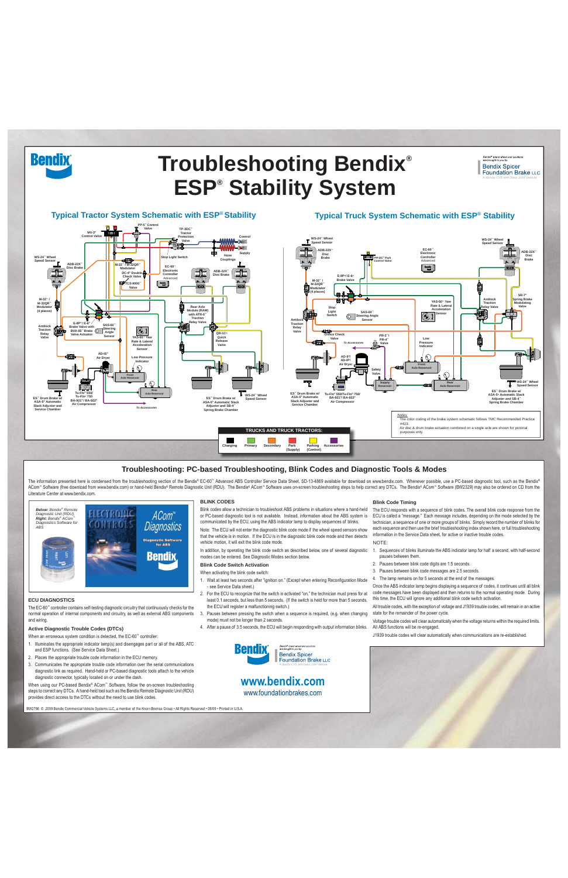# Troubleshooting Bendix® ESP® Stability System

## Typical Tractor System Schematic with ESP® Stability

## Typical Truck System Schematic with ESP® Stability

Notes:
The color coding of the brake system schematic follows TMC Recommended Practice #423.
Air disc & drum brake actuation combined on a single axle are shown for pictorial purposes only.

TRUCKS AND TRUCK TRACTORS:
Charging
Primary
Secondary
Park (Supply)
Parking (Control)
Accessories

## Troubleshooting: PC-based Troubleshooting, Blink Codes and Diagnostic Tools & Modes

The information presented here is condensed from the troubleshooting section of the Bendix® EC-60™ Advanced ABS Controller Service Data Sheet, SD-13-4869 available for download on www.bendix.com. Whenever possible, use a PC-based diagnostic tool, such as the Bendix® ACom™ Software (free download from www.bendix.com) or hand-held Bendix® Remote Diagnostic Unit (RDU). The Bendix® ACom™ Software uses on-screen troubleshooting steps to help correct any DTCs. The Bendix® ACom™ Software (BW2329) may also be ordered on CD from the Literature Center at www.bendix.com.

*Below: Bendix® Remote Diagnostic Unit (RDU). Right: Bendix® ACom™ Diagnostics Software for ABS*

### ECU DIAGNOSTICS

The EC-60™ controller contains self-testing diagnostic circuitry that continuously checks for the normal operation of internal components and circuitry, as well as external ABS components and wiring.

#### Active Diagnostic Trouble Codes (DTCs)

When an erroneous system condition is detected, the EC-60™ controller:

1. Illuminates the appropriate indicator lamp(s) and disengages part or all of the ABS, ATC and ESP functions. (See Service Data Sheet.)
2. Places the appropriate trouble code information in the ECU memory.
3. Communicates the appropriate trouble code information over the serial communications diagnostic link as required. Hand-held or PC-based diagnostic tools attach to the vehicle diagnostic connector, typically located on or under the dash.

When using our PC-based Bendix® ACom™ Software, follow the on-screen troubleshooting steps to correct any DTCs. A hand-held tool such as the Bendix Remote Diagnostic Unit (RDU) provides direct access to the DTCs without the need to use blink codes.

### BLINK CODES

Blink codes allow a technician to troubleshoot ABS problems in situations where a hand-held or PC-based diagnostic tool is not available. Instead, information about the ABS system is communicated by the ECU, using the ABS indicator lamp to display sequences of blinks.

Note: The ECU will not enter the diagnostic blink code mode if the wheel speed sensors show that the vehicle is in motion. If the ECU is in the diagnostic blink code mode and then detects vehicle motion, it will exit the blink code mode.

In addition, by operating the blink code switch as described below, one of several diagnostic modes can be entered. See Diagnostic Modes section below.

#### Blink Code Switch Activation

When activating the blink code switch:

1. Wait at least two seconds after "ignition on." (Except when entering Reconfiguration Mode - see Service Data sheet.)
2. For the ECU to recognize that the switch is activated "on," the technician must press for at least 0.1 seconds, but less than 5 seconds. (If the switch is held for more than 5 seconds, the ECU will register a malfunctioning switch.)
3. Pauses between pressing the switch when a sequence is required, (e.g. when changing mode) must not be longer than 2 seconds.
4. After a pause of 3.5 seconds, the ECU will begin responding with output information blinks.

#### Blink Code Timing

The ECU responds with a sequence of blink codes. The overall blink code response from the ECU is called a "message." Each message includes, depending on the mode selected by the technician, a sequence of one or more groups of blinks. Simply record the number of blinks for each sequence and then use the brief troubleshooting index shown here, or full troubleshooting information in the Service Data sheet, for active or inactive trouble codes.

NOTE:

1. Sequences of blinks illuminate the ABS indicator lamp for half a second, with half-second pauses between them.
2. Pauses between blink code digits are 1.5 seconds.
3. Pauses between blink code messages are 2.5 seconds.
4. The lamp remains on for 5 seconds at the end of the messages.

Once the ABS indicator lamp begins displaying a sequence of codes, it continues until all blink code messages have been displayed and then returns to the normal operating mode. During this time, the ECU will ignore any additional blink code switch activation.

All trouble codes, with the exception of voltage and J1939 trouble codes, will remain in an active state for the remainder of the power cycle.

Voltage trouble codes will clear automatically when the voltage returns within the required limits. All ABS functions will be re-engaged.

J1939 trouble codes will clear automatically when communications are re-established.

Bendix Spicer Foundation Brake LLC

www.bendix.com
www.foundationbrakes.com

BW2786 © 2009 Bendix Commercial Vehicle Systems LLC, a member of the Knorr-Bremse Group • All Rights Reserved • 08/09 • Printed in U.S.A.